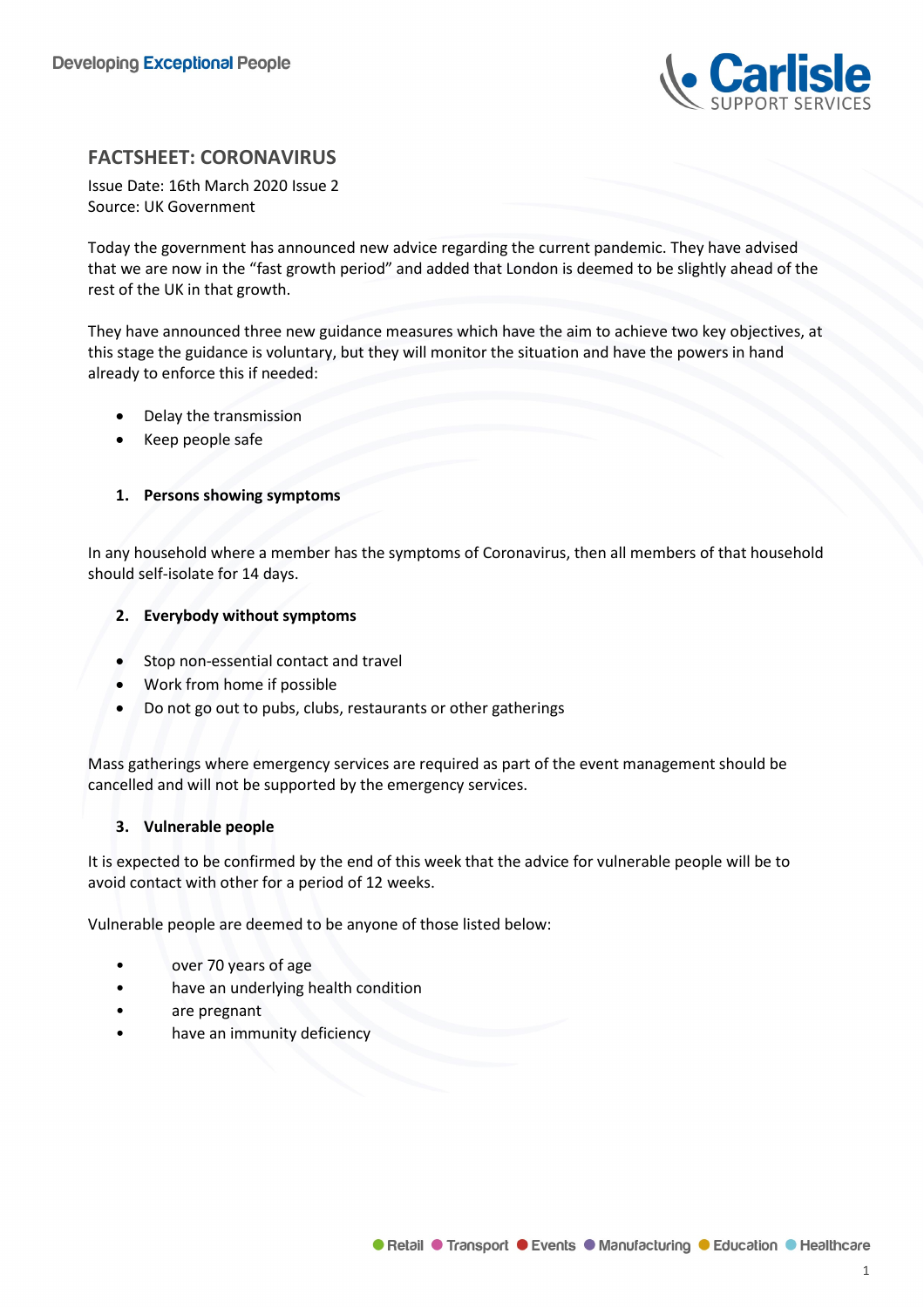# FACTSHEET: CORONAVIRUS

Issue Date: 16th March 2020 Issue 2
Source: UK Government

Today the government has announced new advice regarding the current pandemic. They have advised that we are now in the "fast growth period" and added that London is deemed to be slightly ahead of the rest of the UK in that growth.

They have announced three new guidance measures which have the aim to achieve two key objectives, at this stage the guidance is voluntary, but they will monitor the situation and have the powers in hand already to enforce this if needed:

- Delay the transmission
- Keep people safe

## 1. Persons showing symptoms

In any household where a member has the symptoms of Coronavirus, then all members of that household should self-isolate for 14 days.

## 2. Everybody without symptoms

- Stop non-essential contact and travel
- Work from home if possible
- Do not go out to pubs, clubs, restaurants or other gatherings

Mass gatherings where emergency services are required as part of the event management should be cancelled and will not be supported by the emergency services.

## 3. Vulnerable people

It is expected to be confirmed by the end of this week that the advice for vulnerable people will be to avoid contact with other for a period of 12 weeks.

Vulnerable people are deemed to be anyone of those listed below:

- over 70 years of age
- have an underlying health condition
- are pregnant
- have an immunity deficiency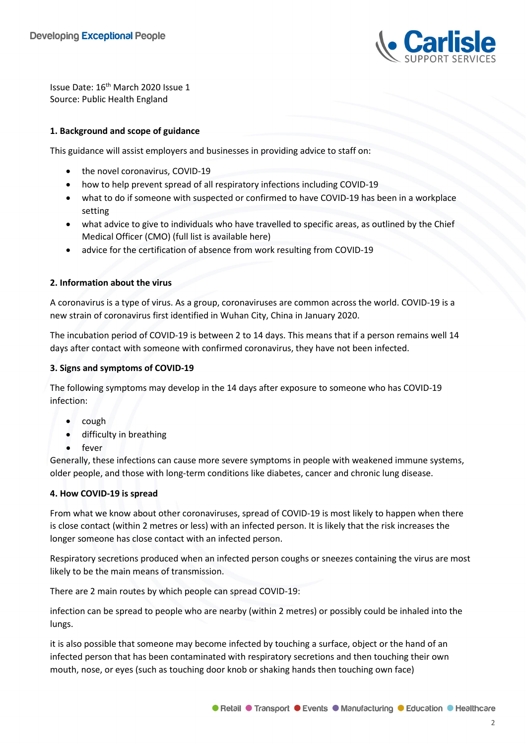Issue Date: 16th March 2020 Issue 1
Source: Public Health England

**1. Background and scope of guidance**

This guidance will assist employers and businesses in providing advice to staff on:

- the novel coronavirus, COVID-19
- how to help prevent spread of all respiratory infections including COVID-19
- what to do if someone with suspected or confirmed to have COVID-19 has been in a workplace setting
- what advice to give to individuals who have travelled to specific areas, as outlined by the Chief Medical Officer (CMO) (full list is available here)
- advice for the certification of absence from work resulting from COVID-19

**2. Information about the virus**

A coronavirus is a type of virus. As a group, coronaviruses are common across the world. COVID-19 is a new strain of coronavirus first identified in Wuhan City, China in January 2020.

The incubation period of COVID-19 is between 2 to 14 days. This means that if a person remains well 14 days after contact with someone with confirmed coronavirus, they have not been infected.

**3. Signs and symptoms of COVID-19**

The following symptoms may develop in the 14 days after exposure to someone who has COVID-19 infection:

- cough
- difficulty in breathing
- fever

Generally, these infections can cause more severe symptoms in people with weakened immune systems, older people, and those with long-term conditions like diabetes, cancer and chronic lung disease.

**4. How COVID-19 is spread**

From what we know about other coronaviruses, spread of COVID-19 is most likely to happen when there is close contact (within 2 metres or less) with an infected person. It is likely that the risk increases the longer someone has close contact with an infected person.

Respiratory secretions produced when an infected person coughs or sneezes containing the virus are most likely to be the main means of transmission.

There are 2 main routes by which people can spread COVID-19:

infection can be spread to people who are nearby (within 2 metres) or possibly could be inhaled into the lungs.

it is also possible that someone may become infected by touching a surface, object or the hand of an infected person that has been contaminated with respiratory secretions and then touching their own mouth, nose, or eyes (such as touching door knob or shaking hands then touching own face)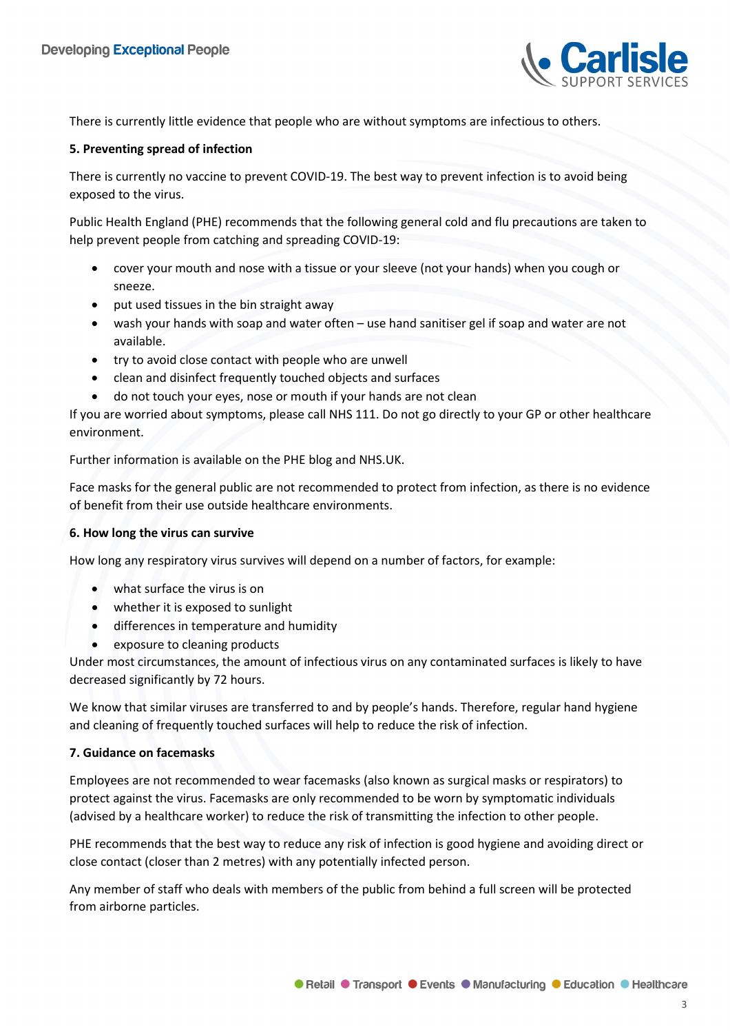There is currently little evidence that people who are without symptoms are infectious to others.

**5. Preventing spread of infection**

There is currently no vaccine to prevent COVID-19. The best way to prevent infection is to avoid being exposed to the virus.

Public Health England (PHE) recommends that the following general cold and flu precautions are taken to help prevent people from catching and spreading COVID-19:

- cover your mouth and nose with a tissue or your sleeve (not your hands) when you cough or sneeze.
- put used tissues in the bin straight away
- wash your hands with soap and water often – use hand sanitiser gel if soap and water are not available.
- try to avoid close contact with people who are unwell
- clean and disinfect frequently touched objects and surfaces
- do not touch your eyes, nose or mouth if your hands are not clean

If you are worried about symptoms, please call NHS 111. Do not go directly to your GP or other healthcare environment.

Further information is available on the PHE blog and NHS.UK.

Face masks for the general public are not recommended to protect from infection, as there is no evidence of benefit from their use outside healthcare environments.

**6. How long the virus can survive**

How long any respiratory virus survives will depend on a number of factors, for example:

- what surface the virus is on
- whether it is exposed to sunlight
- differences in temperature and humidity
- exposure to cleaning products

Under most circumstances, the amount of infectious virus on any contaminated surfaces is likely to have decreased significantly by 72 hours.

We know that similar viruses are transferred to and by people's hands. Therefore, regular hand hygiene and cleaning of frequently touched surfaces will help to reduce the risk of infection.

**7. Guidance on facemasks**

Employees are not recommended to wear facemasks (also known as surgical masks or respirators) to protect against the virus. Facemasks are only recommended to be worn by symptomatic individuals (advised by a healthcare worker) to reduce the risk of transmitting the infection to other people.

PHE recommends that the best way to reduce any risk of infection is good hygiene and avoiding direct or close contact (closer than 2 metres) with any potentially infected person.

Any member of staff who deals with members of the public from behind a full screen will be protected from airborne particles.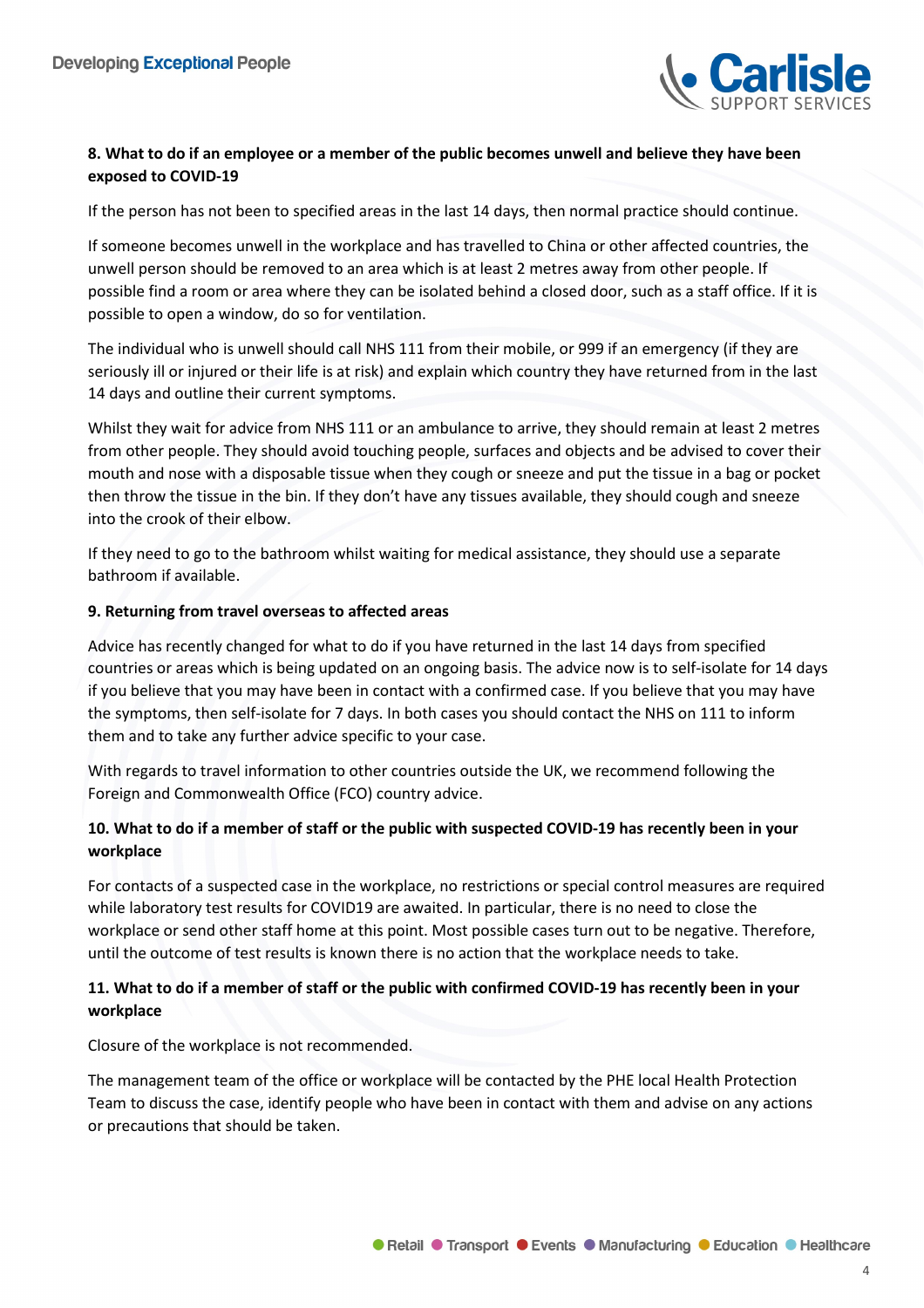**8. What to do if an employee or a member of the public becomes unwell and believe they have been exposed to COVID-19**

If the person has not been to specified areas in the last 14 days, then normal practice should continue.

If someone becomes unwell in the workplace and has travelled to China or other affected countries, the unwell person should be removed to an area which is at least 2 metres away from other people. If possible find a room or area where they can be isolated behind a closed door, such as a staff office. If it is possible to open a window, do so for ventilation.

The individual who is unwell should call NHS 111 from their mobile, or 999 if an emergency (if they are seriously ill or injured or their life is at risk) and explain which country they have returned from in the last 14 days and outline their current symptoms.

Whilst they wait for advice from NHS 111 or an ambulance to arrive, they should remain at least 2 metres from other people. They should avoid touching people, surfaces and objects and be advised to cover their mouth and nose with a disposable tissue when they cough or sneeze and put the tissue in a bag or pocket then throw the tissue in the bin. If they don't have any tissues available, they should cough and sneeze into the crook of their elbow.

If they need to go to the bathroom whilst waiting for medical assistance, they should use a separate bathroom if available.

**9. Returning from travel overseas to affected areas**

Advice has recently changed for what to do if you have returned in the last 14 days from specified countries or areas which is being updated on an ongoing basis. The advice now is to self-isolate for 14 days if you believe that you may have been in contact with a confirmed case. If you believe that you may have the symptoms, then self-isolate for 7 days. In both cases you should contact the NHS on 111 to inform them and to take any further advice specific to your case.

With regards to travel information to other countries outside the UK, we recommend following the Foreign and Commonwealth Office (FCO) country advice.

**10. What to do if a member of staff or the public with suspected COVID-19 has recently been in your workplace**

For contacts of a suspected case in the workplace, no restrictions or special control measures are required while laboratory test results for COVID19 are awaited. In particular, there is no need to close the workplace or send other staff home at this point. Most possible cases turn out to be negative. Therefore, until the outcome of test results is known there is no action that the workplace needs to take.

**11. What to do if a member of staff or the public with confirmed COVID-19 has recently been in your workplace**

Closure of the workplace is not recommended.

The management team of the office or workplace will be contacted by the PHE local Health Protection Team to discuss the case, identify people who have been in contact with them and advise on any actions or precautions that should be taken.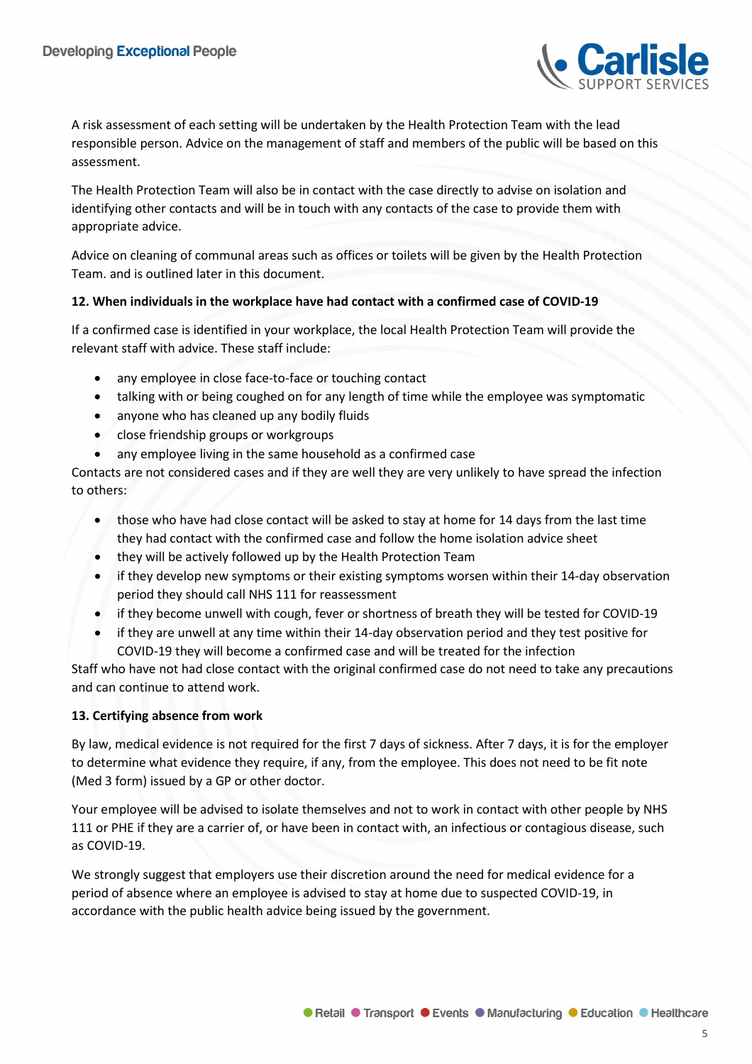A risk assessment of each setting will be undertaken by the Health Protection Team with the lead responsible person. Advice on the management of staff and members of the public will be based on this assessment.

The Health Protection Team will also be in contact with the case directly to advise on isolation and identifying other contacts and will be in touch with any contacts of the case to provide them with appropriate advice.

Advice on cleaning of communal areas such as offices or toilets will be given by the Health Protection Team. and is outlined later in this document.

**12. When individuals in the workplace have had contact with a confirmed case of COVID-19**

If a confirmed case is identified in your workplace, the local Health Protection Team will provide the relevant staff with advice. These staff include:

- any employee in close face-to-face or touching contact
- talking with or being coughed on for any length of time while the employee was symptomatic
- anyone who has cleaned up any bodily fluids
- close friendship groups or workgroups
- any employee living in the same household as a confirmed case

Contacts are not considered cases and if they are well they are very unlikely to have spread the infection to others:

- those who have had close contact will be asked to stay at home for 14 days from the last time they had contact with the confirmed case and follow the home isolation advice sheet
- they will be actively followed up by the Health Protection Team
- if they develop new symptoms or their existing symptoms worsen within their 14-day observation period they should call NHS 111 for reassessment
- if they become unwell with cough, fever or shortness of breath they will be tested for COVID-19
- if they are unwell at any time within their 14-day observation period and they test positive for COVID-19 they will become a confirmed case and will be treated for the infection

Staff who have not had close contact with the original confirmed case do not need to take any precautions and can continue to attend work.

**13. Certifying absence from work**

By law, medical evidence is not required for the first 7 days of sickness. After 7 days, it is for the employer to determine what evidence they require, if any, from the employee. This does not need to be fit note (Med 3 form) issued by a GP or other doctor.

Your employee will be advised to isolate themselves and not to work in contact with other people by NHS 111 or PHE if they are a carrier of, or have been in contact with, an infectious or contagious disease, such as COVID-19.

We strongly suggest that employers use their discretion around the need for medical evidence for a period of absence where an employee is advised to stay at home due to suspected COVID-19, in accordance with the public health advice being issued by the government.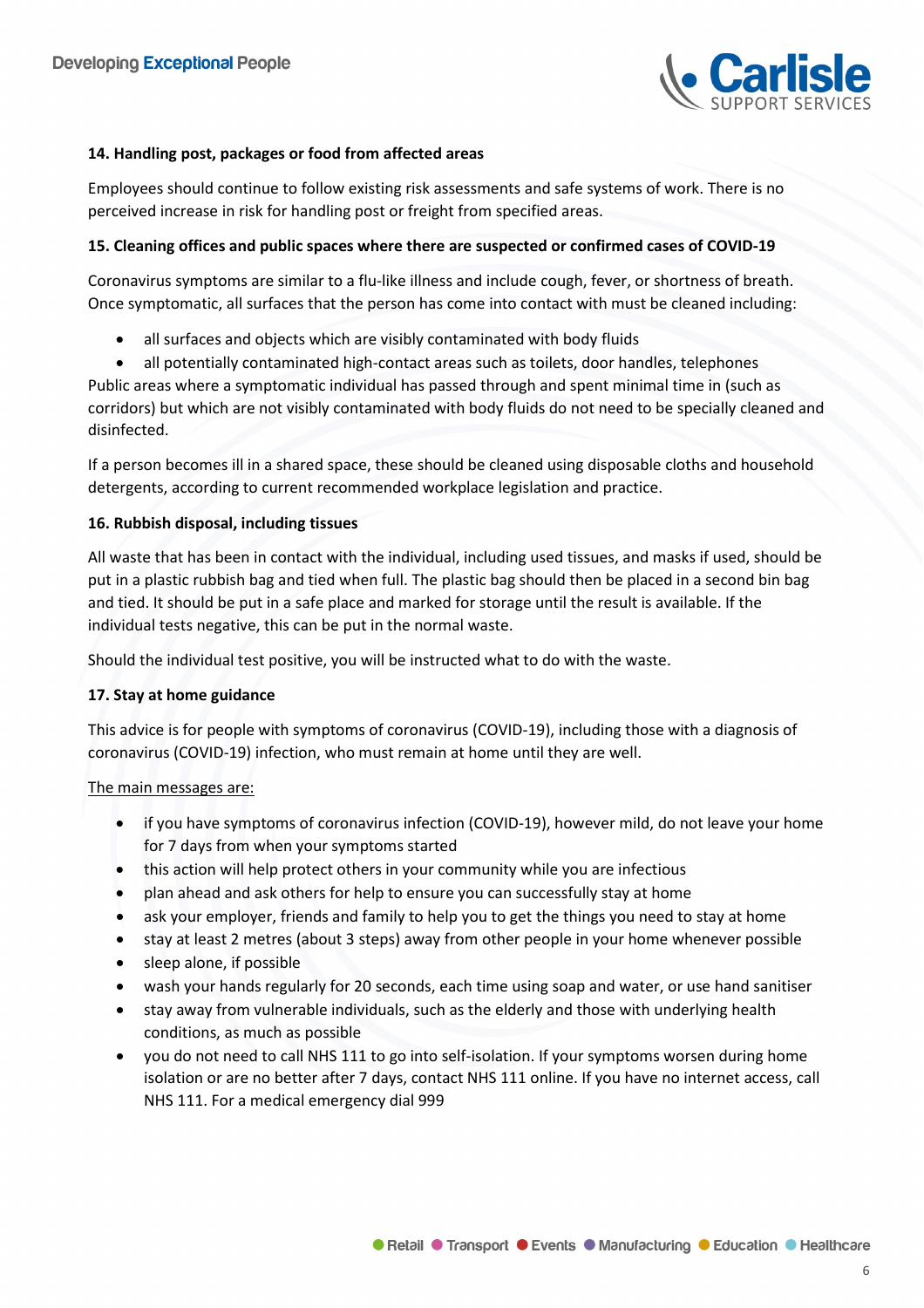**14. Handling post, packages or food from affected areas**

Employees should continue to follow existing risk assessments and safe systems of work. There is no perceived increase in risk for handling post or freight from specified areas.

**15. Cleaning offices and public spaces where there are suspected or confirmed cases of COVID-19**

Coronavirus symptoms are similar to a flu-like illness and include cough, fever, or shortness of breath. Once symptomatic, all surfaces that the person has come into contact with must be cleaned including:

- all surfaces and objects which are visibly contaminated with body fluids
- all potentially contaminated high-contact areas such as toilets, door handles, telephones

Public areas where a symptomatic individual has passed through and spent minimal time in (such as corridors) but which are not visibly contaminated with body fluids do not need to be specially cleaned and disinfected.

If a person becomes ill in a shared space, these should be cleaned using disposable cloths and household detergents, according to current recommended workplace legislation and practice.

**16. Rubbish disposal, including tissues**

All waste that has been in contact with the individual, including used tissues, and masks if used, should be put in a plastic rubbish bag and tied when full. The plastic bag should then be placed in a second bin bag and tied. It should be put in a safe place and marked for storage until the result is available. If the individual tests negative, this can be put in the normal waste.

Should the individual test positive, you will be instructed what to do with the waste.

**17. Stay at home guidance**

This advice is for people with symptoms of coronavirus (COVID-19), including those with a diagnosis of coronavirus (COVID-19) infection, who must remain at home until they are well.

<u>The main messages are:</u>

- if you have symptoms of coronavirus infection (COVID-19), however mild, do not leave your home for 7 days from when your symptoms started
- this action will help protect others in your community while you are infectious
- plan ahead and ask others for help to ensure you can successfully stay at home
- ask your employer, friends and family to help you to get the things you need to stay at home
- stay at least 2 metres (about 3 steps) away from other people in your home whenever possible
- sleep alone, if possible
- wash your hands regularly for 20 seconds, each time using soap and water, or use hand sanitiser
- stay away from vulnerable individuals, such as the elderly and those with underlying health conditions, as much as possible
- you do not need to call NHS 111 to go into self-isolation. If your symptoms worsen during home isolation or are no better after 7 days, contact NHS 111 online. If you have no internet access, call NHS 111. For a medical emergency dial 999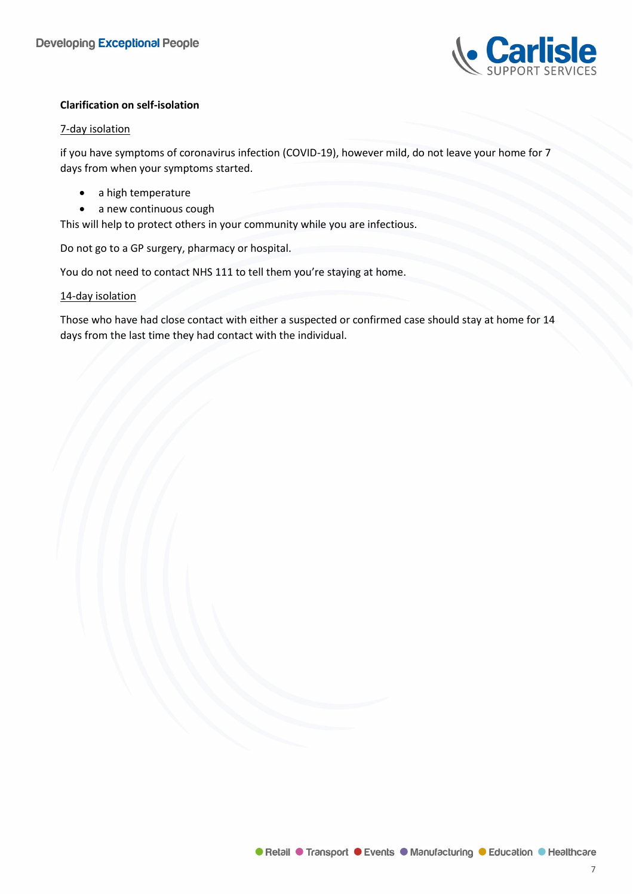**Clarification on self-isolation**

7-day isolation

if you have symptoms of coronavirus infection (COVID-19), however mild, do not leave your home for 7 days from when your symptoms started.

- a high temperature
- a new continuous cough

This will help to protect others in your community while you are infectious.

Do not go to a GP surgery, pharmacy or hospital.

You do not need to contact NHS 111 to tell them you're staying at home.

14-day isolation

Those who have had close contact with either a suspected or confirmed case should stay at home for 14 days from the last time they had contact with the individual.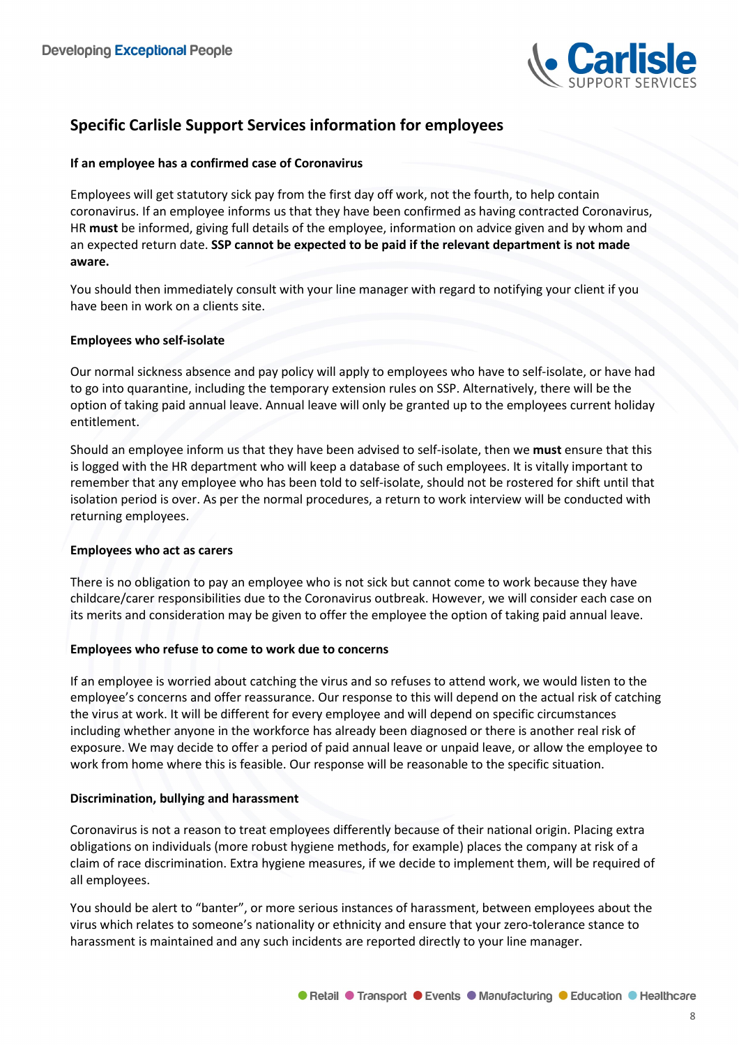## Specific Carlisle Support Services information for employees

**If an employee has a confirmed case of Coronavirus**

Employees will get statutory sick pay from the first day off work, not the fourth, to help contain coronavirus. If an employee informs us that they have been confirmed as having contracted Coronavirus, HR **must** be informed, giving full details of the employee, information on advice given and by whom and an expected return date. **SSP cannot be expected to be paid if the relevant department is not made aware.**

You should then immediately consult with your line manager with regard to notifying your client if you have been in work on a clients site.

**Employees who self-isolate**

Our normal sickness absence and pay policy will apply to employees who have to self-isolate, or have had to go into quarantine, including the temporary extension rules on SSP. Alternatively, there will be the option of taking paid annual leave. Annual leave will only be granted up to the employees current holiday entitlement.

Should an employee inform us that they have been advised to self-isolate, then we **must** ensure that this is logged with the HR department who will keep a database of such employees. It is vitally important to remember that any employee who has been told to self-isolate, should not be rostered for shift until that isolation period is over. As per the normal procedures, a return to work interview will be conducted with returning employees.

**Employees who act as carers**

There is no obligation to pay an employee who is not sick but cannot come to work because they have childcare/carer responsibilities due to the Coronavirus outbreak. However, we will consider each case on its merits and consideration may be given to offer the employee the option of taking paid annual leave.

**Employees who refuse to come to work due to concerns**

If an employee is worried about catching the virus and so refuses to attend work, we would listen to the employee's concerns and offer reassurance. Our response to this will depend on the actual risk of catching the virus at work. It will be different for every employee and will depend on specific circumstances including whether anyone in the workforce has already been diagnosed or there is another real risk of exposure. We may decide to offer a period of paid annual leave or unpaid leave, or allow the employee to work from home where this is feasible. Our response will be reasonable to the specific situation.

**Discrimination, bullying and harassment**

Coronavirus is not a reason to treat employees differently because of their national origin. Placing extra obligations on individuals (more robust hygiene methods, for example) places the company at risk of a claim of race discrimination. Extra hygiene measures, if we decide to implement them, will be required of all employees.

You should be alert to "banter", or more serious instances of harassment, between employees about the virus which relates to someone's nationality or ethnicity and ensure that your zero-tolerance stance to harassment is maintained and any such incidents are reported directly to your line manager.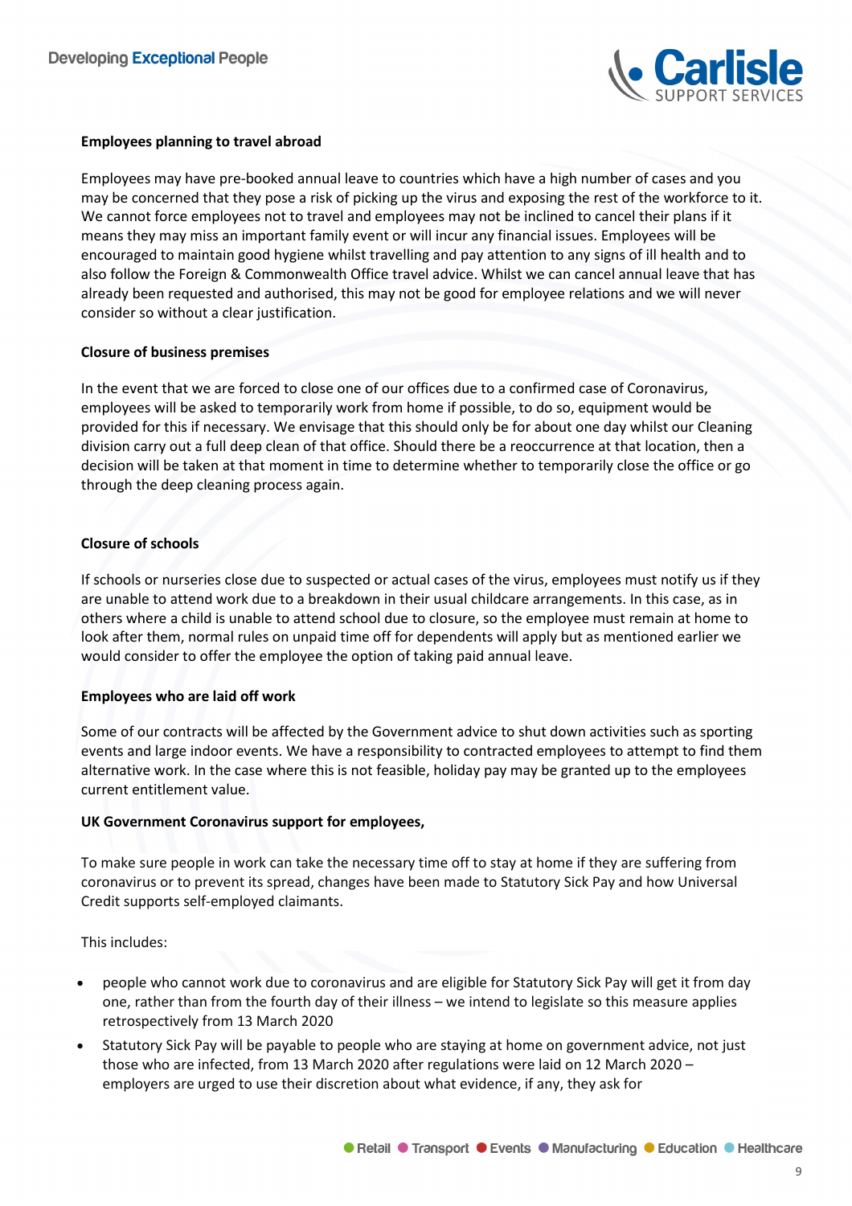**Employees planning to travel abroad**

Employees may have pre-booked annual leave to countries which have a high number of cases and you may be concerned that they pose a risk of picking up the virus and exposing the rest of the workforce to it. We cannot force employees not to travel and employees may not be inclined to cancel their plans if it means they may miss an important family event or will incur any financial issues. Employees will be encouraged to maintain good hygiene whilst travelling and pay attention to any signs of ill health and to also follow the Foreign & Commonwealth Office travel advice. Whilst we can cancel annual leave that has already been requested and authorised, this may not be good for employee relations and we will never consider so without a clear justification.

**Closure of business premises**

In the event that we are forced to close one of our offices due to a confirmed case of Coronavirus, employees will be asked to temporarily work from home if possible, to do so, equipment would be provided for this if necessary. We envisage that this should only be for about one day whilst our Cleaning division carry out a full deep clean of that office. Should there be a reoccurrence at that location, then a decision will be taken at that moment in time to determine whether to temporarily close the office or go through the deep cleaning process again.

**Closure of schools**

If schools or nurseries close due to suspected or actual cases of the virus, employees must notify us if they are unable to attend work due to a breakdown in their usual childcare arrangements. In this case, as in others where a child is unable to attend school due to closure, so the employee must remain at home to look after them, normal rules on unpaid time off for dependents will apply but as mentioned earlier we would consider to offer the employee the option of taking paid annual leave.

**Employees who are laid off work**

Some of our contracts will be affected by the Government advice to shut down activities such as sporting events and large indoor events. We have a responsibility to contracted employees to attempt to find them alternative work. In the case where this is not feasible, holiday pay may be granted up to the employees current entitlement value.

**UK Government Coronavirus support for employees,**

To make sure people in work can take the necessary time off to stay at home if they are suffering from coronavirus or to prevent its spread, changes have been made to Statutory Sick Pay and how Universal Credit supports self-employed claimants.

This includes:

- people who cannot work due to coronavirus and are eligible for Statutory Sick Pay will get it from day one, rather than from the fourth day of their illness – we intend to legislate so this measure applies retrospectively from 13 March 2020
- Statutory Sick Pay will be payable to people who are staying at home on government advice, not just those who are infected, from 13 March 2020 after regulations were laid on 12 March 2020 – employers are urged to use their discretion about what evidence, if any, they ask for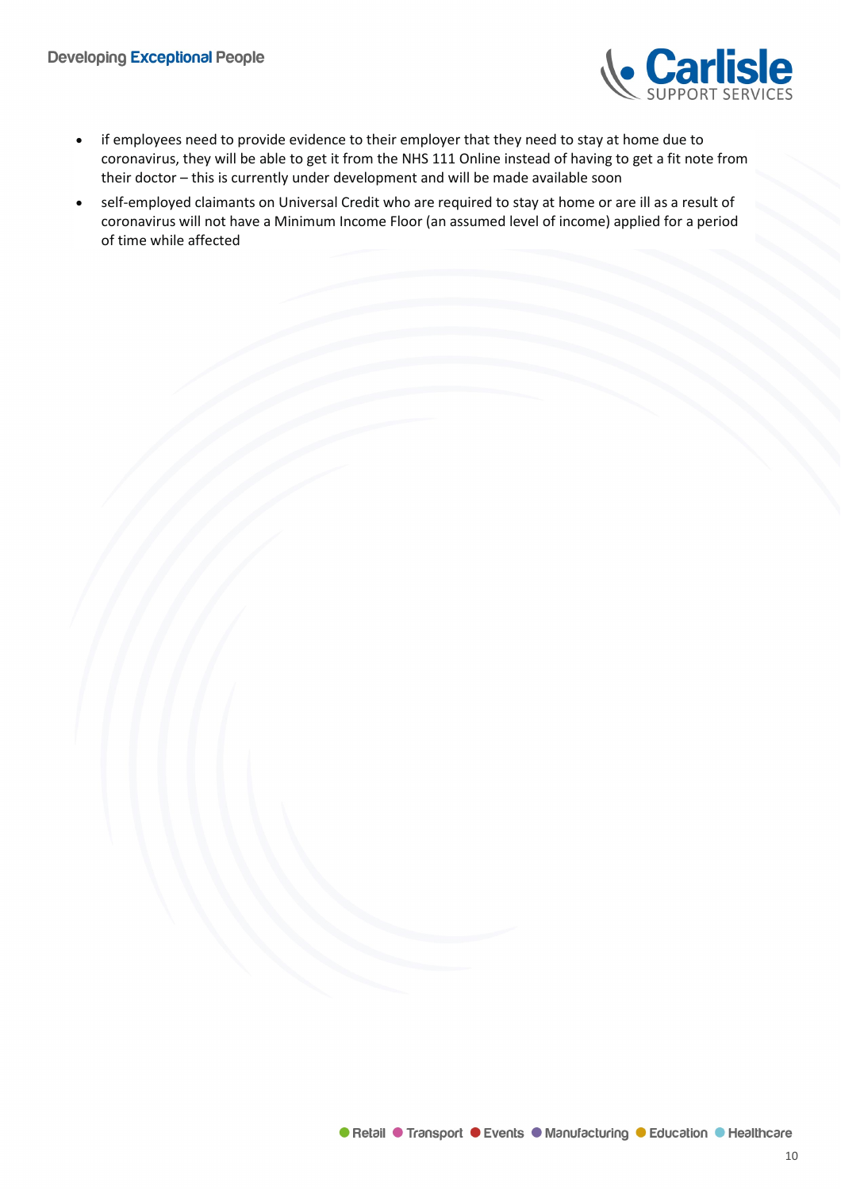- if employees need to provide evidence to their employer that they need to stay at home due to coronavirus, they will be able to get it from the NHS 111 Online instead of having to get a fit note from their doctor – this is currently under development and will be made available soon
- self-employed claimants on Universal Credit who are required to stay at home or are ill as a result of coronavirus will not have a Minimum Income Floor (an assumed level of income) applied for a period of time while affected